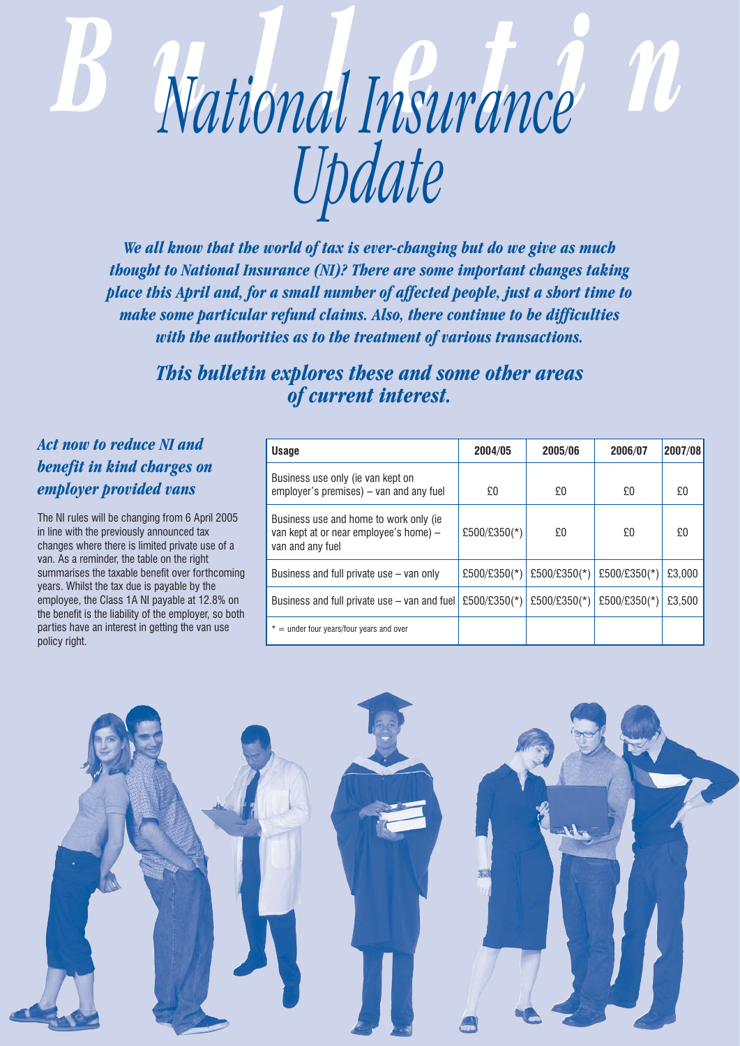# Bulletin

# National Insurance Update

***We all know that the world of tax is ever-changing but do we give as much thought to National Insurance (NI)? There are some important changes taking place this April and, for a small number of affected people, just a short time to make some particular refund claims. Also, there continue to be difficulties with the authorities as to the treatment of various transactions.***

***This bulletin explores these and some other areas of current interest.***

## *Act now to reduce NI and benefit in kind charges on employer provided vans*

The NI rules will be changing from 6 April 2005 in line with the previously announced tax changes where there is limited private use of a van. As a reminder, the table on the right summarises the taxable benefit over forthcoming years. Whilst the tax due is payable by the employee, the Class 1A NI payable at 12.8% on the benefit is the liability of the employer, so both parties have an interest in getting the van use policy right.

| Usage | 2004/05 | 2005/06 | 2006/07 | 2007/08 |
|---|---|---|---|---|
| Business use only (ie van kept on employer's premises) – van and any fuel | £0 | £0 | £0 | £0 |
| Business use and home to work only (ie van kept at or near employee's home) – van and any fuel | £500/£350(*) | £0 | £0 | £0 |
| Business and full private use – van only | £500/£350(*) | £500/£350(*) | £500/£350(*) | £3,000 |
| Business and full private use – van and fuel | £500/£350(*) | £500/£350(*) | £500/£350(*) | £3,500 |
| * = under four years/four years and over | | | | |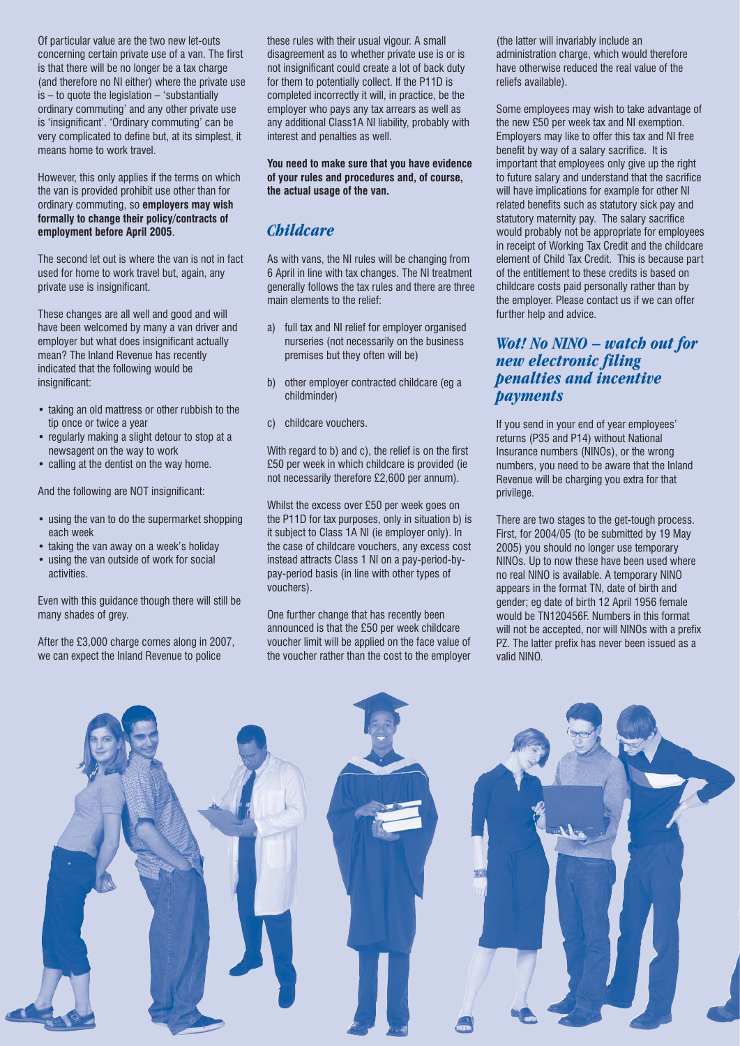Of particular value are the two new let-outs concerning certain private use of a van. The first is that there will be no longer be a tax charge (and therefore no NI either) where the private use is – to quote the legislation – 'substantially ordinary commuting' and any other private use is 'insignificant'. 'Ordinary commuting' can be very complicated to define but, at its simplest, it means home to work travel.

However, this only applies if the terms on which the van is provided prohibit use other than for ordinary commuting, so **employers may wish formally to change their policy/contracts of employment before April 2005**.

The second let out is where the van is not in fact used for home to work travel but, again, any private use is insignificant.

These changes are all well and good and will have been welcomed by many a van driver and employer but what does insignificant actually mean? The Inland Revenue has recently indicated that the following would be insignificant:

- taking an old mattress or other rubbish to the tip once or twice a year
- regularly making a slight detour to stop at a newsagent on the way to work
- calling at the dentist on the way home.

And the following are NOT insignificant:

- using the van to do the supermarket shopping each week
- taking the van away on a week's holiday
- using the van outside of work for social activities.

Even with this guidance though there will still be many shades of grey.

After the £3,000 charge comes along in 2007, we can expect the Inland Revenue to police these rules with their usual vigour. A small disagreement as to whether private use is or is not insignificant could create a lot of back duty for them to potentially collect. If the P11D is completed incorrectly it will, in practice, be the employer who pays any tax arrears as well as any additional Class1A NI liability, probably with interest and penalties as well.

**You need to make sure that you have evidence of your rules and procedures and, of course, the actual usage of the van.**

## *Childcare*

As with vans, the NI rules will be changing from 6 April in line with tax changes. The NI treatment generally follows the tax rules and there are three main elements to the relief:

a) full tax and NI relief for employer organised nurseries (not necessarily on the business premises but they often will be)

b) other employer contracted childcare (eg a childminder)

c) childcare vouchers.

With regard to b) and c), the relief is on the first £50 per week in which childcare is provided (ie not necessarily therefore £2,600 per annum).

Whilst the excess over £50 per week goes on the P11D for tax purposes, only in situation b) is it subject to Class 1A NI (ie employer only). In the case of childcare vouchers, any excess cost instead attracts Class 1 NI on a pay-period-by-pay-period basis (in line with other types of vouchers).

One further change that has recently been announced is that the £50 per week childcare voucher limit will be applied on the face value of the voucher rather than the cost to the employer (the latter will invariably include an administration charge, which would therefore have otherwise reduced the real value of the reliefs available).

Some employees may wish to take advantage of the new £50 per week tax and NI exemption. Employers may like to offer this tax and NI free benefit by way of a salary sacrifice. It is important that employees only give up the right to future salary and understand that the sacrifice will have implications for example for other NI related benefits such as statutory sick pay and statutory maternity pay. The salary sacrifice would probably not be appropriate for employees in receipt of Working Tax Credit and the childcare element of Child Tax Credit. This is because part of the entitlement to these credits is based on childcare costs paid personally rather than by the employer. Please contact us if we can offer further help and advice.

## *Wot! No NINO – watch out for new electronic filing penalties and incentive payments*

If you send in your end of year employees' returns (P35 and P14) without National Insurance numbers (NINOs), or the wrong numbers, you need to be aware that the Inland Revenue will be charging you extra for that privilege.

There are two stages to the get-tough process. First, for 2004/05 (to be submitted by 19 May 2005) you should no longer use temporary NINOs. Up to now these have been used where no real NINO is available. A temporary NINO appears in the format TN, date of birth and gender; eg date of birth 12 April 1956 female would be TN120456F. Numbers in this format will not be accepted, nor will NINOs with a prefix PZ. The latter prefix has never been issued as a valid NINO.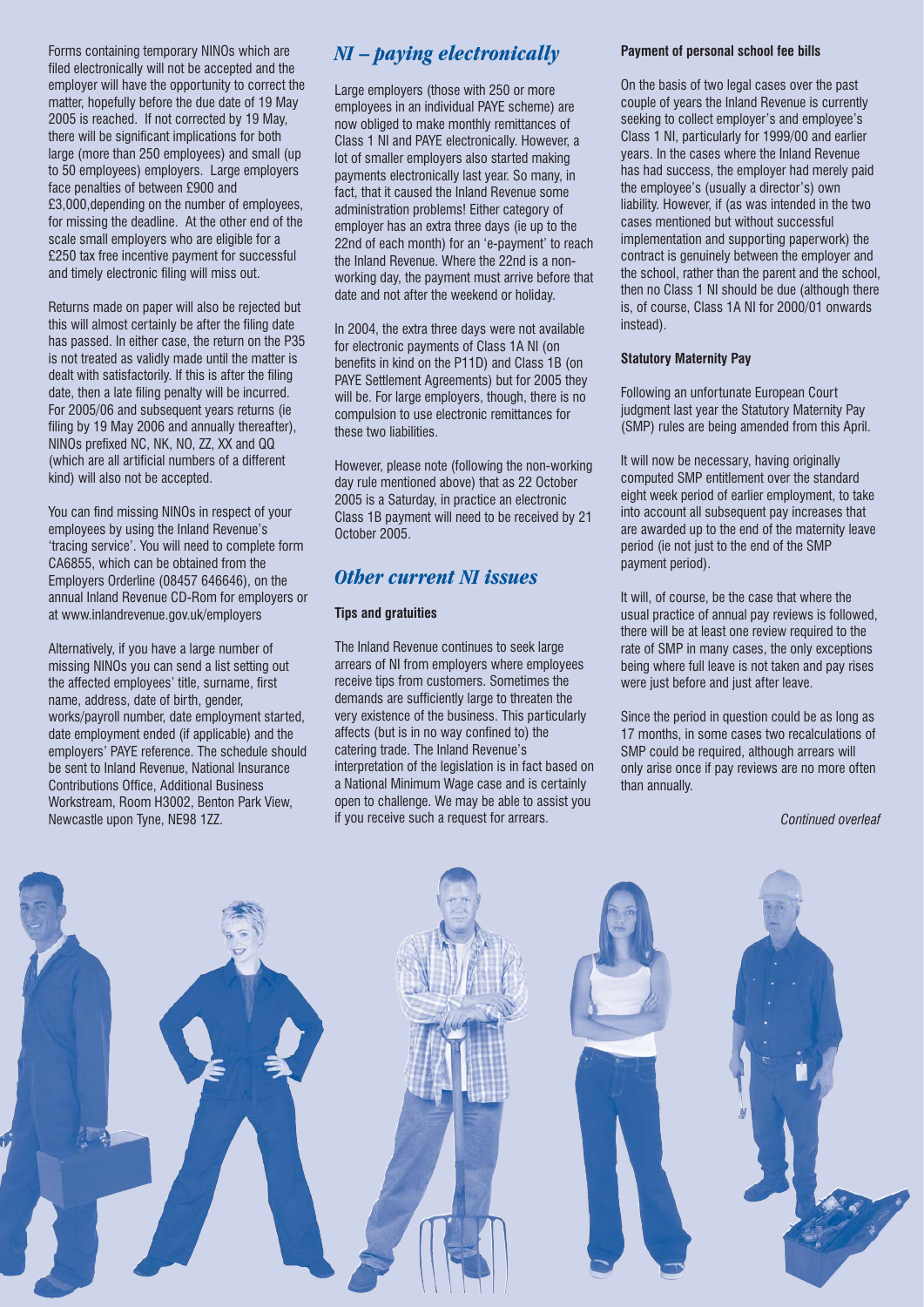Forms containing temporary NINOs which are filed electronically will not be accepted and the employer will have the opportunity to correct the matter, hopefully before the due date of 19 May 2005 is reached. If not corrected by 19 May, there will be significant implications for both large (more than 250 employees) and small (up to 50 employees) employers. Large employers face penalties of between £900 and £3,000,depending on the number of employees, for missing the deadline. At the other end of the scale small employers who are eligible for a £250 tax free incentive payment for successful and timely electronic filing will miss out.

Returns made on paper will also be rejected but this will almost certainly be after the filing date has passed. In either case, the return on the P35 is not treated as validly made until the matter is dealt with satisfactorily. If this is after the filing date, then a late filing penalty will be incurred. For 2005/06 and subsequent years returns (ie filing by 19 May 2006 and annually thereafter), NINOs prefixed NC, NK, NO, ZZ, XX and QQ (which are all artificial numbers of a different kind) will also not be accepted.

You can find missing NINOs in respect of your employees by using the Inland Revenue's 'tracing service'. You will need to complete form CA6855, which can be obtained from the Employers Orderline (08457 646646), on the annual Inland Revenue CD-Rom for employers or at www.inlandrevenue.gov.uk/employers

Alternatively, if you have a large number of missing NINOs you can send a list setting out the affected employees' title, surname, first name, address, date of birth, gender, works/payroll number, date employment started, date employment ended (if applicable) and the employers' PAYE reference. The schedule should be sent to Inland Revenue, National Insurance Contributions Office, Additional Business Workstream, Room H3002, Benton Park View, Newcastle upon Tyne, NE98 1ZZ.

## *NI – paying electronically*

Large employers (those with 250 or more employees in an individual PAYE scheme) are now obliged to make monthly remittances of Class 1 NI and PAYE electronically. However, a lot of smaller employers also started making payments electronically last year. So many, in fact, that it caused the Inland Revenue some administration problems! Either category of employer has an extra three days (ie up to the 22nd of each month) for an 'e-payment' to reach the Inland Revenue. Where the 22nd is a non-working day, the payment must arrive before that date and not after the weekend or holiday.

In 2004, the extra three days were not available for electronic payments of Class 1A NI (on benefits in kind on the P11D) and Class 1B (on PAYE Settlement Agreements) but for 2005 they will be. For large employers, though, there is no compulsion to use electronic remittances for these two liabilities.

However, please note (following the non-working day rule mentioned above) that as 22 October 2005 is a Saturday, in practice an electronic Class 1B payment will need to be received by 21 October 2005.

## *Other current NI issues*

**Tips and gratuities**

The Inland Revenue continues to seek large arrears of NI from employers where employees receive tips from customers. Sometimes the demands are sufficiently large to threaten the very existence of the business. This particularly affects (but is in no way confined to) the catering trade. The Inland Revenue's interpretation of the legislation is in fact based on a National Minimum Wage case and is certainly open to challenge. We may be able to assist you if you receive such a request for arrears.

**Payment of personal school fee bills**

On the basis of two legal cases over the past couple of years the Inland Revenue is currently seeking to collect employer's and employee's Class 1 NI, particularly for 1999/00 and earlier years. In the cases where the Inland Revenue has had success, the employer had merely paid the employee's (usually a director's) own liability. However, if (as was intended in the two cases mentioned but without successful implementation and supporting paperwork) the contract is genuinely between the employer and the school, rather than the parent and the school, then no Class 1 NI should be due (although there is, of course, Class 1A NI for 2000/01 onwards instead).

**Statutory Maternity Pay**

Following an unfortunate European Court judgment last year the Statutory Maternity Pay (SMP) rules are being amended from this April.

It will now be necessary, having originally computed SMP entitlement over the standard eight week period of earlier employment, to take into account all subsequent pay increases that are awarded up to the end of the maternity leave period (ie not just to the end of the SMP payment period).

It will, of course, be the case that where the usual practice of annual pay reviews is followed, there will be at least one review required to the rate of SMP in many cases, the only exceptions being where full leave is not taken and pay rises were just before and just after leave.

Since the period in question could be as long as 17 months, in some cases two recalculations of SMP could be required, although arrears will only arise once if pay reviews are no more often than annually.

*Continued overleaf*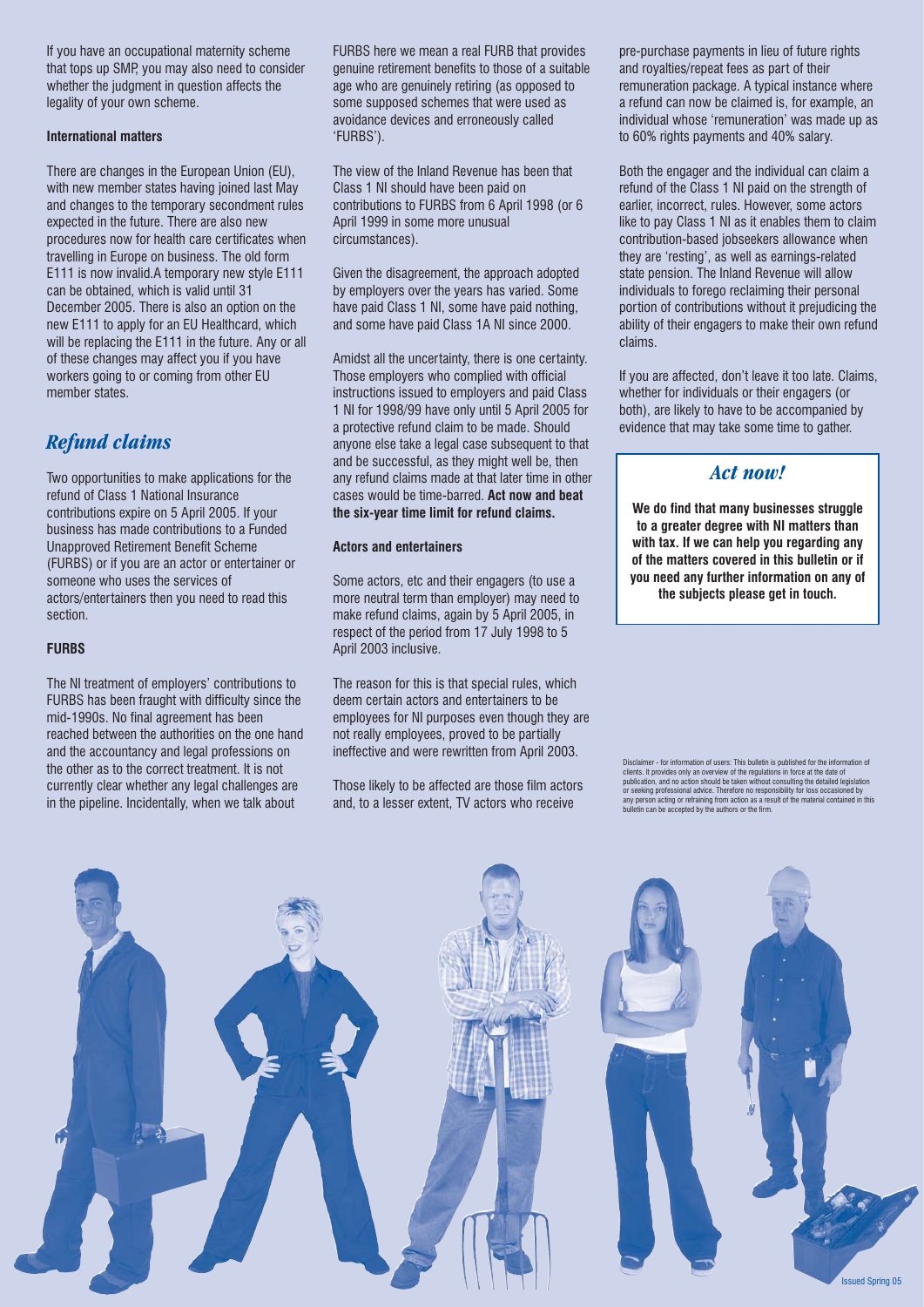If you have an occupational maternity scheme that tops up SMP, you may also need to consider whether the judgment in question affects the legality of your own scheme.

**International matters**

There are changes in the European Union (EU), with new member states having joined last May and changes to the temporary secondment rules expected in the future. There are also new procedures now for health care certificates when travelling in Europe on business. The old form E111 is now invalid.A temporary new style E111 can be obtained, which is valid until 31 December 2005. There is also an option on the new E111 to apply for an EU Healthcard, which will be replacing the E111 in the future. Any or all of these changes may affect you if you have workers going to or coming from other EU member states.

## *Refund claims*

Two opportunities to make applications for the refund of Class 1 National Insurance contributions expire on 5 April 2005. If your business has made contributions to a Funded Unapproved Retirement Benefit Scheme (FURBS) or if you are an actor or entertainer or someone who uses the services of actors/entertainers then you need to read this section.

**FURBS**

The NI treatment of employers' contributions to FURBS has been fraught with difficulty since the mid-1990s. No final agreement has been reached between the authorities on the one hand and the accountancy and legal professions on the other as to the correct treatment. It is not currently clear whether any legal challenges are in the pipeline. Incidentally, when we talk about FURBS here we mean a real FURB that provides genuine retirement benefits to those of a suitable age who are genuinely retiring (as opposed to some supposed schemes that were used as avoidance devices and erroneously called 'FURBS').

The view of the Inland Revenue has been that Class 1 NI should have been paid on contributions to FURBS from 6 April 1998 (or 6 April 1999 in some more unusual circumstances).

Given the disagreement, the approach adopted by employers over the years has varied. Some have paid Class 1 NI, some have paid nothing, and some have paid Class 1A NI since 2000.

Amidst all the uncertainty, there is one certainty. Those employers who complied with official instructions issued to employers and paid Class 1 NI for 1998/99 have only until 5 April 2005 for a protective refund claim to be made. Should anyone else take a legal case subsequent to that and be successful, as they might well be, then any refund claims made at that later time in other cases would be time-barred. **Act now and beat the six-year time limit for refund claims.**

**Actors and entertainers**

Some actors, etc and their engagers (to use a more neutral term than employer) may need to make refund claims, again by 5 April 2005, in respect of the period from 17 July 1998 to 5 April 2003 inclusive.

The reason for this is that special rules, which deem certain actors and entertainers to be employees for NI purposes even though they are not really employees, proved to be partially ineffective and were rewritten from April 2003.

Those likely to be affected are those film actors and, to a lesser extent, TV actors who receive pre-purchase payments in lieu of future rights and royalties/repeat fees as part of their remuneration package. A typical instance where a refund can now be claimed is, for example, an individual whose 'remuneration' was made up as to 60% rights payments and 40% salary.

Both the engager and the individual can claim a refund of the Class 1 NI paid on the strength of earlier, incorrect, rules. However, some actors like to pay Class 1 NI as it enables them to claim contribution-based jobseekers allowance when they are 'resting', as well as earnings-related state pension. The Inland Revenue will allow individuals to forego reclaiming their personal portion of contributions without it prejudicing the ability of their engagers to make their own refund claims.

If you are affected, don't leave it too late. Claims, whether for individuals or their engagers (or both), are likely to have to be accompanied by evidence that may take some time to gather.

## *Act now!*

**We do find that many businesses struggle to a greater degree with NI matters than with tax. If we can help you regarding any of the matters covered in this bulletin or if you need any further information on any of the subjects please get in touch.**

Disclaimer - for information of users: This bulletin is published for the information of clients. It provides only an overview of the regulations in force at the date of publication, and no action should be taken without consulting the detailed legislation or seeking professional advice. Therefore no responsibility for loss occasioned by any person acting or refraining from action as a result of the material contained in this bulletin can be accepted by the authors or the firm.

Issued Spring 05